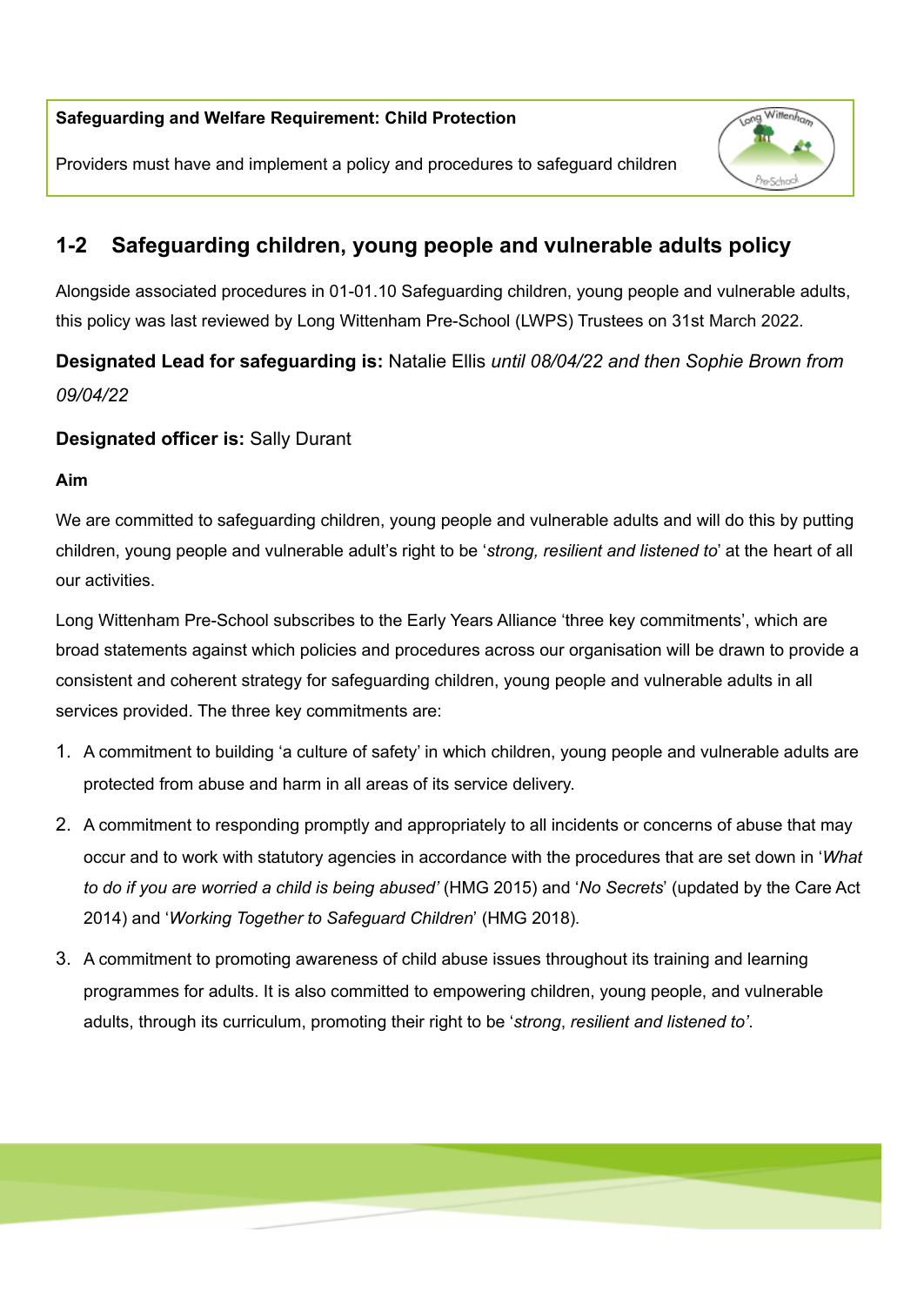**Safeguarding and Welfare Requirement: Child Protection**

Providers must have and implement a policy and procedures to safeguard children

## 1-2 Safeguarding children, young people and vulnerable adults policy

Alongside associated procedures in 01-01.10 Safeguarding children, young people and vulnerable adults, this policy was last reviewed by Long Wittenham Pre-School (LWPS) Trustees on 31st March 2022.

**Designated Lead for safeguarding is:** Natalie Ellis *until 08/04/22 and then Sophie Brown from 09/04/22*

**Designated officer is:** Sally Durant

**Aim**

We are committed to safeguarding children, young people and vulnerable adults and will do this by putting children, young people and vulnerable adult's right to be '*strong, resilient and listened to*' at the heart of all our activities.

Long Wittenham Pre-School subscribes to the Early Years Alliance 'three key commitments', which are broad statements against which policies and procedures across our organisation will be drawn to provide a consistent and coherent strategy for safeguarding children, young people and vulnerable adults in all services provided. The three key commitments are:

1. A commitment to building 'a culture of safety' in which children, young people and vulnerable adults are protected from abuse and harm in all areas of its service delivery.
2. A commitment to responding promptly and appropriately to all incidents or concerns of abuse that may occur and to work with statutory agencies in accordance with the procedures that are set down in '*What to do if you are worried a child is being abused'* (HMG 2015) and '*No Secrets*' (updated by the Care Act 2014) and '*Working Together to Safeguard Children*' (HMG 2018).
3. A commitment to promoting awareness of child abuse issues throughout its training and learning programmes for adults. It is also committed to empowering children, young people, and vulnerable adults, through its curriculum, promoting their right to be '*strong*, *resilient and listened to'*.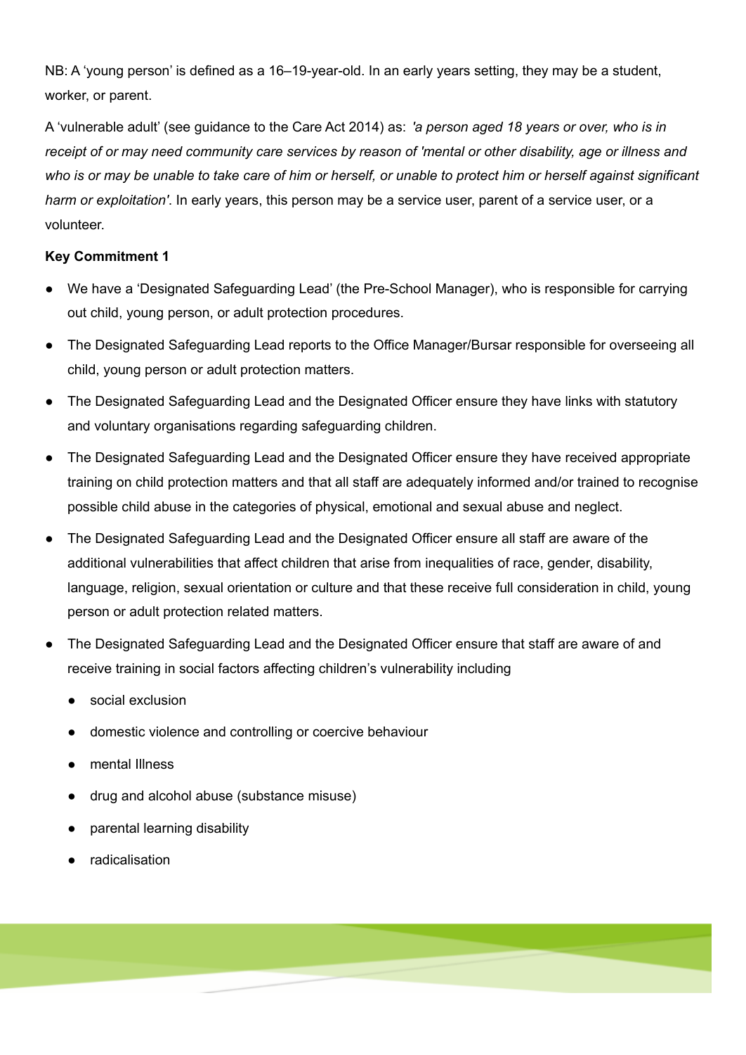NB: A ‘young person’ is defined as a 16–19-year-old. In an early years setting, they may be a student, worker, or parent.

A ‘vulnerable adult’ (see guidance to the Care Act 2014) as: *'a person aged 18 years or over, who is in receipt of or may need community care services by reason of 'mental or other disability, age or illness and who is or may be unable to take care of him or herself, or unable to protect him or herself against significant harm or exploitation'*. In early years, this person may be a service user, parent of a service user, or a volunteer.

**Key Commitment 1**

- We have a ‘Designated Safeguarding Lead’ (the Pre-School Manager), who is responsible for carrying out child, young person, or adult protection procedures.
- The Designated Safeguarding Lead reports to the Office Manager/Bursar responsible for overseeing all child, young person or adult protection matters.
- The Designated Safeguarding Lead and the Designated Officer ensure they have links with statutory and voluntary organisations regarding safeguarding children.
- The Designated Safeguarding Lead and the Designated Officer ensure they have received appropriate training on child protection matters and that all staff are adequately informed and/or trained to recognise possible child abuse in the categories of physical, emotional and sexual abuse and neglect.
- The Designated Safeguarding Lead and the Designated Officer ensure all staff are aware of the additional vulnerabilities that affect children that arise from inequalities of race, gender, disability, language, religion, sexual orientation or culture and that these receive full consideration in child, young person or adult protection related matters.
- The Designated Safeguarding Lead and the Designated Officer ensure that staff are aware of and receive training in social factors affecting children’s vulnerability including
  - social exclusion
  - domestic violence and controlling or coercive behaviour
  - mental Illness
  - drug and alcohol abuse (substance misuse)
  - parental learning disability
  - radicalisation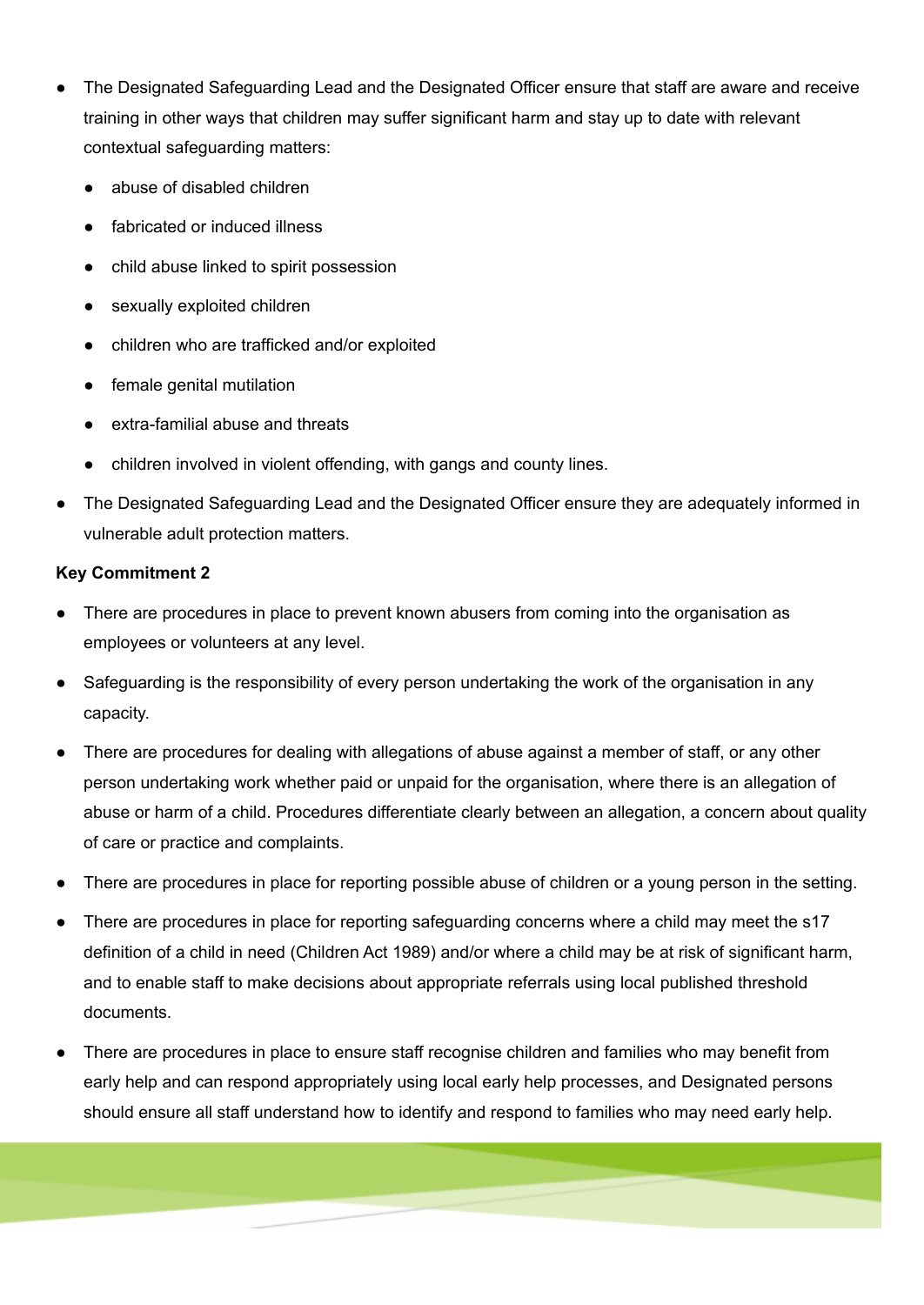- The Designated Safeguarding Lead and the Designated Officer ensure that staff are aware and receive training in other ways that children may suffer significant harm and stay up to date with relevant contextual safeguarding matters:
  - abuse of disabled children
  - fabricated or induced illness
  - child abuse linked to spirit possession
  - sexually exploited children
  - children who are trafficked and/or exploited
  - female genital mutilation
  - extra-familial abuse and threats
  - children involved in violent offending, with gangs and county lines.
- The Designated Safeguarding Lead and the Designated Officer ensure they are adequately informed in vulnerable adult protection matters.

**Key Commitment 2**

- There are procedures in place to prevent known abusers from coming into the organisation as employees or volunteers at any level.
- Safeguarding is the responsibility of every person undertaking the work of the organisation in any capacity.
- There are procedures for dealing with allegations of abuse against a member of staff, or any other person undertaking work whether paid or unpaid for the organisation, where there is an allegation of abuse or harm of a child. Procedures differentiate clearly between an allegation, a concern about quality of care or practice and complaints.
- There are procedures in place for reporting possible abuse of children or a young person in the setting.
- There are procedures in place for reporting safeguarding concerns where a child may meet the s17 definition of a child in need (Children Act 1989) and/or where a child may be at risk of significant harm, and to enable staff to make decisions about appropriate referrals using local published threshold documents.
- There are procedures in place to ensure staff recognise children and families who may benefit from early help and can respond appropriately using local early help processes, and Designated persons should ensure all staff understand how to identify and respond to families who may need early help.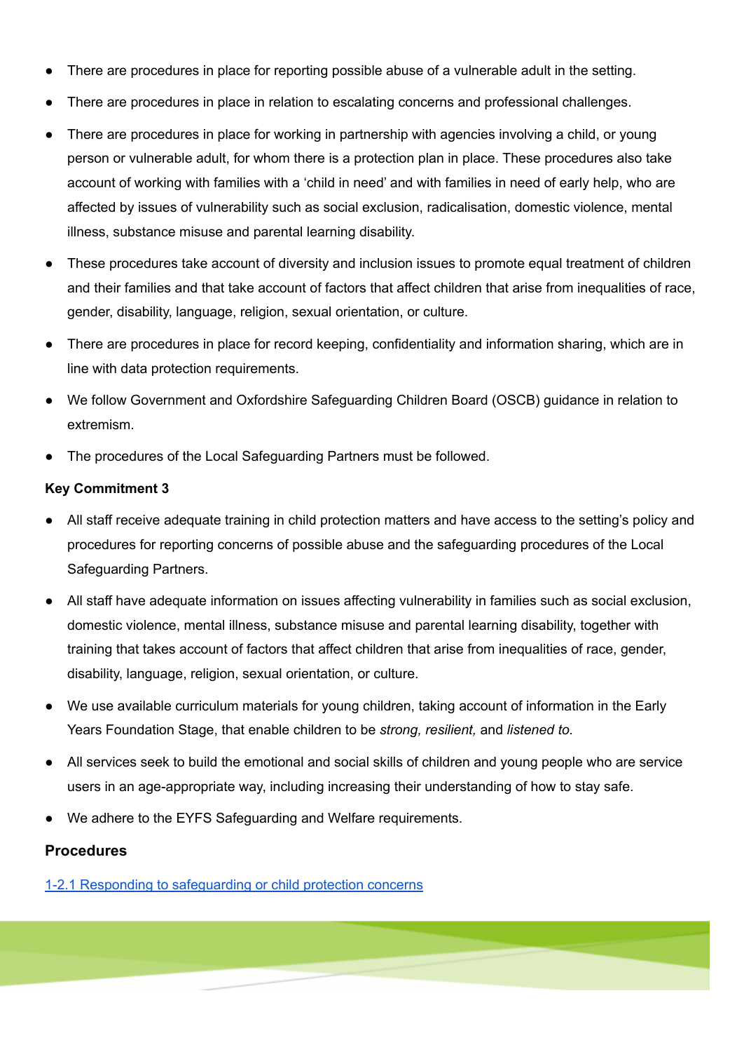- There are procedures in place for reporting possible abuse of a vulnerable adult in the setting.
- There are procedures in place in relation to escalating concerns and professional challenges.
- There are procedures in place for working in partnership with agencies involving a child, or young person or vulnerable adult, for whom there is a protection plan in place. These procedures also take account of working with families with a 'child in need' and with families in need of early help, who are affected by issues of vulnerability such as social exclusion, radicalisation, domestic violence, mental illness, substance misuse and parental learning disability.
- These procedures take account of diversity and inclusion issues to promote equal treatment of children and their families and that take account of factors that affect children that arise from inequalities of race, gender, disability, language, religion, sexual orientation, or culture.
- There are procedures in place for record keeping, confidentiality and information sharing, which are in line with data protection requirements.
- We follow Government and Oxfordshire Safeguarding Children Board (OSCB) guidance in relation to extremism.
- The procedures of the Local Safeguarding Partners must be followed.

**Key Commitment 3**

- All staff receive adequate training in child protection matters and have access to the setting's policy and procedures for reporting concerns of possible abuse and the safeguarding procedures of the Local Safeguarding Partners.
- All staff have adequate information on issues affecting vulnerability in families such as social exclusion, domestic violence, mental illness, substance misuse and parental learning disability, together with training that takes account of factors that affect children that arise from inequalities of race, gender, disability, language, religion, sexual orientation, or culture.
- We use available curriculum materials for young children, taking account of information in the Early Years Foundation Stage, that enable children to be *strong, resilient,* and *listened to.*
- All services seek to build the emotional and social skills of children and young people who are service users in an age-appropriate way, including increasing their understanding of how to stay safe.
- We adhere to the EYFS Safeguarding and Welfare requirements.

### Procedures

1-2.1 Responding to safeguarding or child protection concerns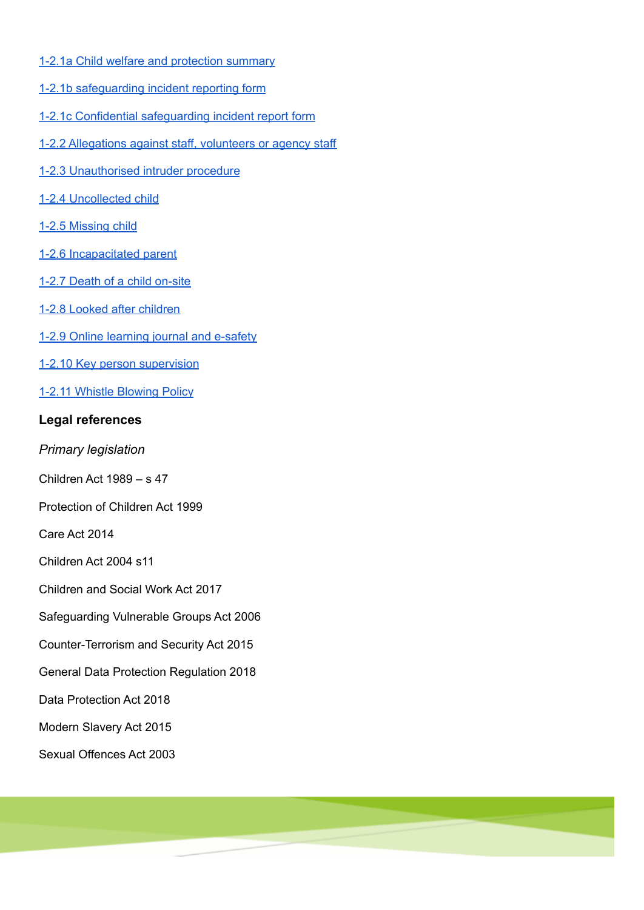1-2.1a Child welfare and protection summary

1-2.1b safeguarding incident reporting form

1-2.1c Confidential safeguarding incident report form

1-2.2 Allegations against staff, volunteers or agency staff

1-2.3 Unauthorised intruder procedure

1-2.4 Uncollected child

1-2.5 Missing child

1-2.6 Incapacitated parent

1-2.7 Death of a child on-site

1-2.8 Looked after children

1-2.9 Online learning journal and e-safety

1-2.10 Key person supervision

1-2.11 Whistle Blowing Policy

## Legal references

*Primary legislation*

Children Act 1989 – s 47

Protection of Children Act 1999

Care Act 2014

Children Act 2004 s11

Children and Social Work Act 2017

Safeguarding Vulnerable Groups Act 2006

Counter-Terrorism and Security Act 2015

General Data Protection Regulation 2018

Data Protection Act 2018

Modern Slavery Act 2015

Sexual Offences Act 2003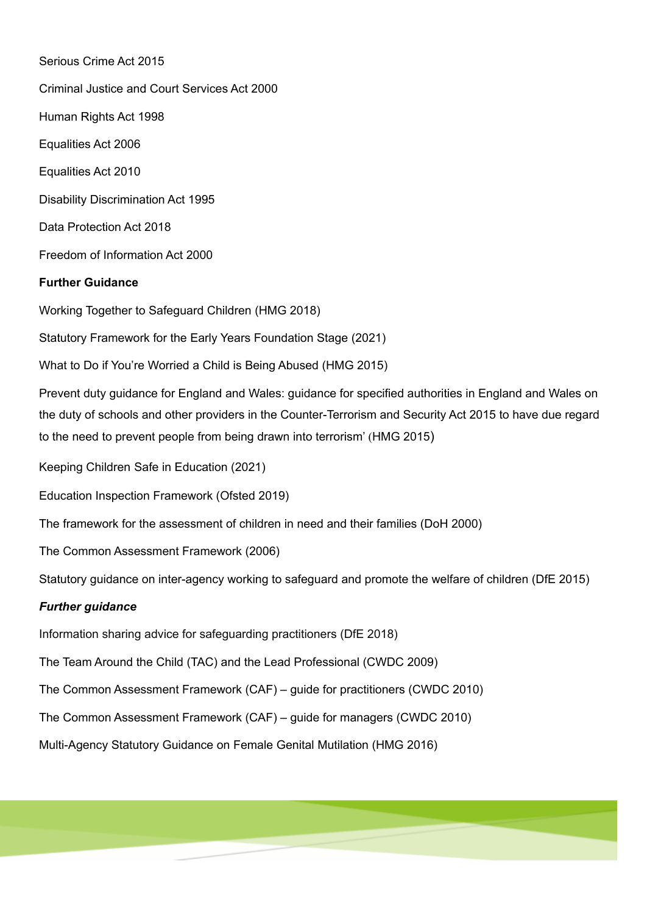Serious Crime Act 2015

Criminal Justice and Court Services Act 2000

Human Rights Act 1998

Equalities Act 2006

Equalities Act 2010

Disability Discrimination Act 1995

Data Protection Act 2018

Freedom of Information Act 2000

**Further Guidance**

Working Together to Safeguard Children (HMG 2018)

Statutory Framework for the Early Years Foundation Stage (2021)

What to Do if You're Worried a Child is Being Abused (HMG 2015)

Prevent duty guidance for England and Wales: guidance for specified authorities in England and Wales on the duty of schools and other providers in the Counter-Terrorism and Security Act 2015 to have due regard to the need to prevent people from being drawn into terrorism' (HMG 2015)

Keeping Children Safe in Education (2021)

Education Inspection Framework (Ofsted 2019)

The framework for the assessment of children in need and their families (DoH 2000)

The Common Assessment Framework (2006)

Statutory guidance on inter-agency working to safeguard and promote the welfare of children (DfE 2015)

***Further guidance***

Information sharing advice for safeguarding practitioners (DfE 2018)

The Team Around the Child (TAC) and the Lead Professional (CWDC 2009)

The Common Assessment Framework (CAF) – guide for practitioners (CWDC 2010)

The Common Assessment Framework (CAF) – guide for managers (CWDC 2010)

Multi-Agency Statutory Guidance on Female Genital Mutilation (HMG 2016)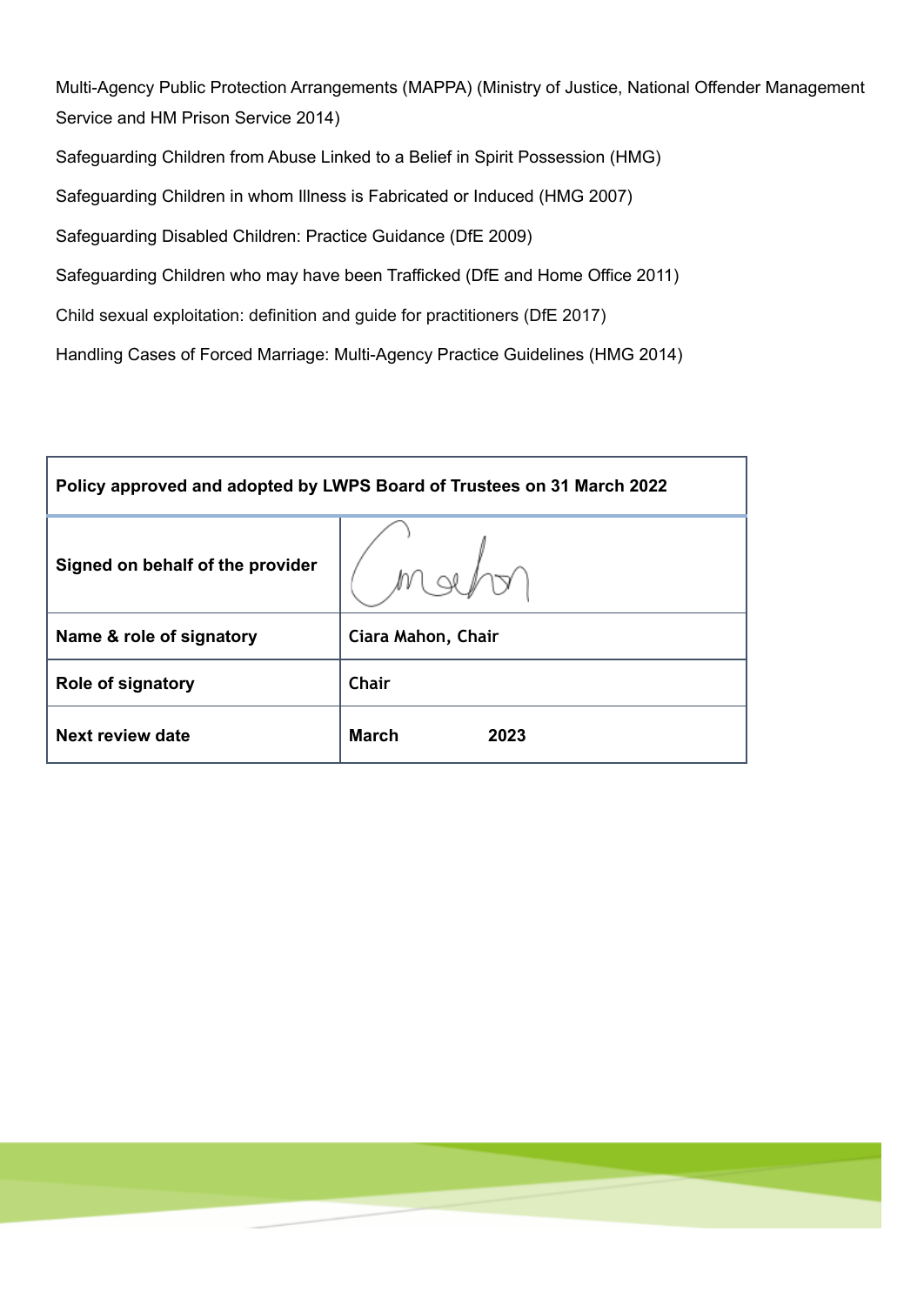Multi-Agency Public Protection Arrangements (MAPPA) (Ministry of Justice, National Offender Management Service and HM Prison Service 2014)

Safeguarding Children from Abuse Linked to a Belief in Spirit Possession (HMG)

Safeguarding Children in whom Illness is Fabricated or Induced (HMG 2007)

Safeguarding Disabled Children: Practice Guidance (DfE 2009)

Safeguarding Children who may have been Trafficked (DfE and Home Office 2011)

Child sexual exploitation: definition and guide for practitioners (DfE 2017)

Handling Cases of Forced Marriage: Multi-Agency Practice Guidelines (HMG 2014)

| **Policy approved and adopted by LWPS Board of Trustees on 31 March 2022** | |
|---|---|
| **Signed on behalf of the provider** | |
| **Name & role of signatory** | **Ciara Mahon, Chair** |
| **Role of signatory** | **Chair** |
| **Next review date** | **March 2023** |